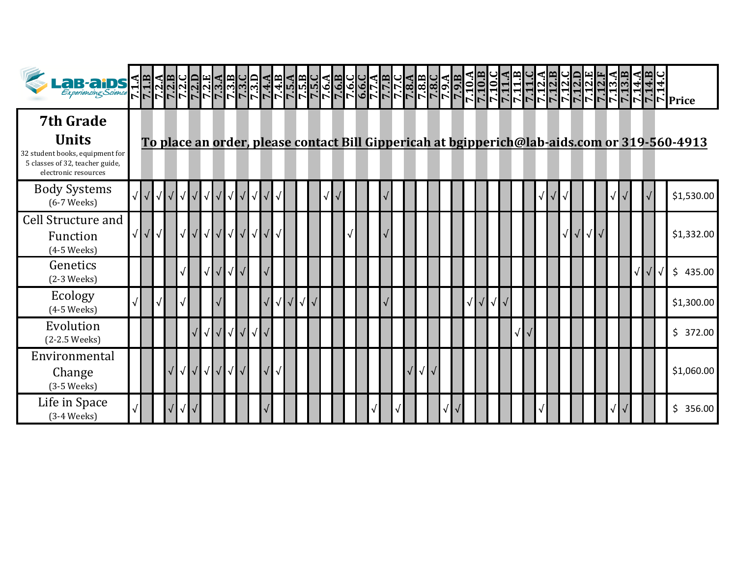| LAB-AIDS *Experiencing Science* | 7.1.A | 7.1.B | 7.2.A | 7.2.B | 7.2.C | 7.2.D | 7.2.E | 7.3.A | 7.3.B | 7.3.C | 7.3.D | 7.4.A | 7.4.B | 7.5.A | 7.5.B | 7.5.C | 7.6.A | 7.6.B | 7.6.C | 6.6.C | 7.7.A | 7.7.B | 7.7.C | 7.8.A | 7.8.B | 7.8.C | 7.9.A | 7.9.B | 7.10.A | 7.10.B | 7.10.C | 7.11.A | 7.11.B | 7.11.C | 7.12.A | 7.12.B | 7.12.C | 7.12.D | 7.12.E | 7.12.F | 7.13.A | 7.13.B | 7.14.A | 7.14.B | 7.14.C | Price |
|---|---|---|---|---|---|---|---|---|---|---|---|---|---|---|---|---|---|---|---|---|---|---|---|---|---|---|---|---|---|---|---|---|---|---|---|---|---|---|---|---|---|---|---|---|---|---|
| **7th Grade Units** 32 student books, equipment for 5 classes of 32, teacher guide, electronic resources | **To place an order, please contact Bill Gippericah at bgipperich@lab-aids.com or 319-560-4913** | | | | | | | | | | | | | | | | | | | | | | | | | | | | | | | | | | | | | | | | | | | | | |
| Body Systems (6-7 Weeks) | √ | √ | √ | √ | √ | √ | √ | √ | √ | √ | √ | √ | √ | | | | √ | √ | | | | √ | | | | | | | | | | | | | √ | √ | √ | | | | √ | √ | | √ | | $1,530.00 |
| Cell Structure and Function (4-5 Weeks) | √ | √ | √ | | √ | √ | √ | √ | √ | √ | √ | √ | √ | | | | | | √ | | | √ | | | | | | | | | | | | | | | √ | √ | √ | √ | | | | | | $1,332.00 |
| Genetics (2-3 Weeks) | | | | | √ | | √ | √ | √ | √ | | √ | | | | | | | | | | | | | | | | | | | | | | | | | | | | | | | √ | √ | √ | $ 435.00 |
| Ecology (4-5 Weeks) | √ | | √ | | √ | | | √ | | | | √ | √ | √ | √ | √ | | | | | | √ | | | | | | | √ | √ | √ | √ | | | | | | | | | | | | | | $1,300.00 |
| Evolution (2-2.5 Weeks) | | | | | | √ | √ | √ | √ | √ | √ | √ | | | | | | | | | | | | | | | | | | | | | √ | √ | | | | | | | | | | | | $ 372.00 |
| Environmental Change (3-5 Weeks) | | | | √ | √ | √ | √ | √ | √ | √ | | √ | √ | | | | | | | | | | | √ | √ | √ | | | | | | | | | | | | | | | | | | | | $1,060.00 |
| Life in Space (3-4 Weeks) | √ | | | √ | √ | √ | | | | | | √ | | | | | | | | | √ | | √ | | | | √ | √ | | | | | | | √ | | | | | | √ | √ | | | | $ 356.00 |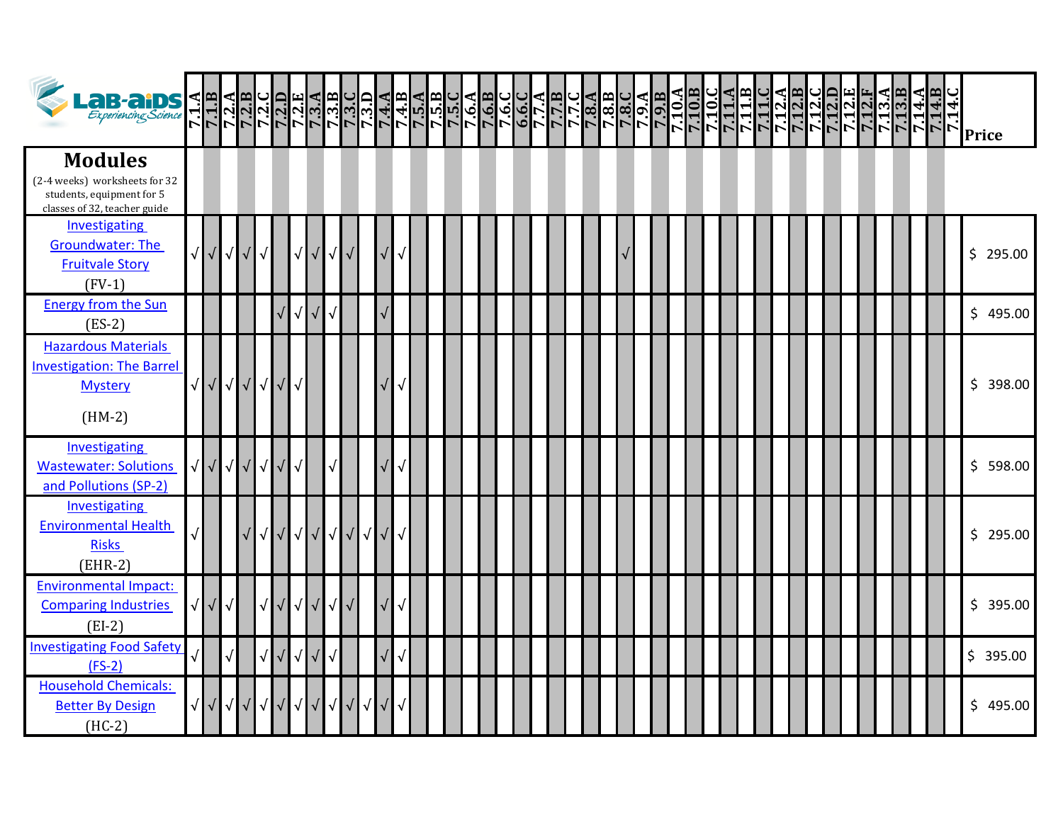| Modules (2-4 weeks) worksheets for 32 students, equipment for 5 classes of 32, teacher guide | 7.1.A | 7.1.B | 7.2.A | 7.2.B | 7.2.C | 7.2.D | 7.2.E | 7.3.A | 7.3.B | 7.3.C | 7.3.D | 7.4.A | 7.4.B | 7.5.A | 7.5.B | 7.5.C | 7.6.A | 7.6.B | 7.6.C | 6.6.C | 7.7.A | 7.7.B | 7.7.C | 7.8.A | 7.8.B | 7.8.C | 7.9.A | 7.9.B | 7.10.A | 7.10.B | 7.10.C | 7.11.A | 7.11.B | 7.11.C | 7.12.A | 7.12.B | 7.12.C | 7.12.D | 7.12.E | 7.12.F | 7.13.A | 7.13.B | 7.14.A | 7.14.B | 7.14.C | Price |
|---|---|---|---|---|---|---|---|---|---|---|---|---|---|---|---|---|---|---|---|---|---|---|---|---|---|---|---|---|---|---|---|---|---|---|---|---|---|---|---|---|---|---|---|---|---|---|
| Investigating Groundwater: The Fruitvale Story (FV-1) | √ | √ | √ | √ | √ | | √ | √ | √ | √ | | √ | √ | | | | | | | | | | | | | √ | | | | | | | | | | | | | | | | | | | | $ 295.00 |
| Energy from the Sun (ES-2) | | | | | | √ | √ | √ | √ | | | √ | | | | | | | | | | | | | | | | | | | | | | | | | | | | | | | | | | $ 495.00 |
| Hazardous Materials Investigation: The Barrel Mystery (HM-2) | √ | √ | √ | √ | √ | √ | √ | | | | | √ | √ | | | | | | | | | | | | | | | | | | | | | | | | | | | | | | | | | $ 398.00 |
| Investigating Wastewater: Solutions and Pollutions (SP-2) | √ | √ | √ | √ | √ | √ | √ | | √ | | | √ | √ | | | | | | | | | | | | | | | | | | | | | | | | | | | | | | | | | $ 598.00 |
| Investigating Environmental Health Risks (EHR-2) | √ | | | √ | √ | √ | √ | √ | √ | √ | √ | √ | √ | | | | | | | | | | | | | | | | | | | | | | | | | | | | | | | | | $ 295.00 |
| Environmental Impact: Comparing Industries (EI-2) | √ | √ | √ | | √ | √ | √ | √ | √ | √ | | √ | √ | | | | | | | | | | | | | | | | | | | | | | | | | | | | | | | | | $ 395.00 |
| Investigating Food Safety (FS-2) | √ | | √ | | √ | √ | √ | √ | √ | | | √ | √ | | | | | | | | | | | | | | | | | | | | | | | | | | | | | | | | | $ 395.00 |
| Household Chemicals: Better By Design (HC-2) | √ | √ | √ | √ | √ | √ | √ | √ | √ | √ | √ | √ | √ | | | | | | | | | | | | | | | | | | | | | | | | | | | | | | | | | $ 495.00 |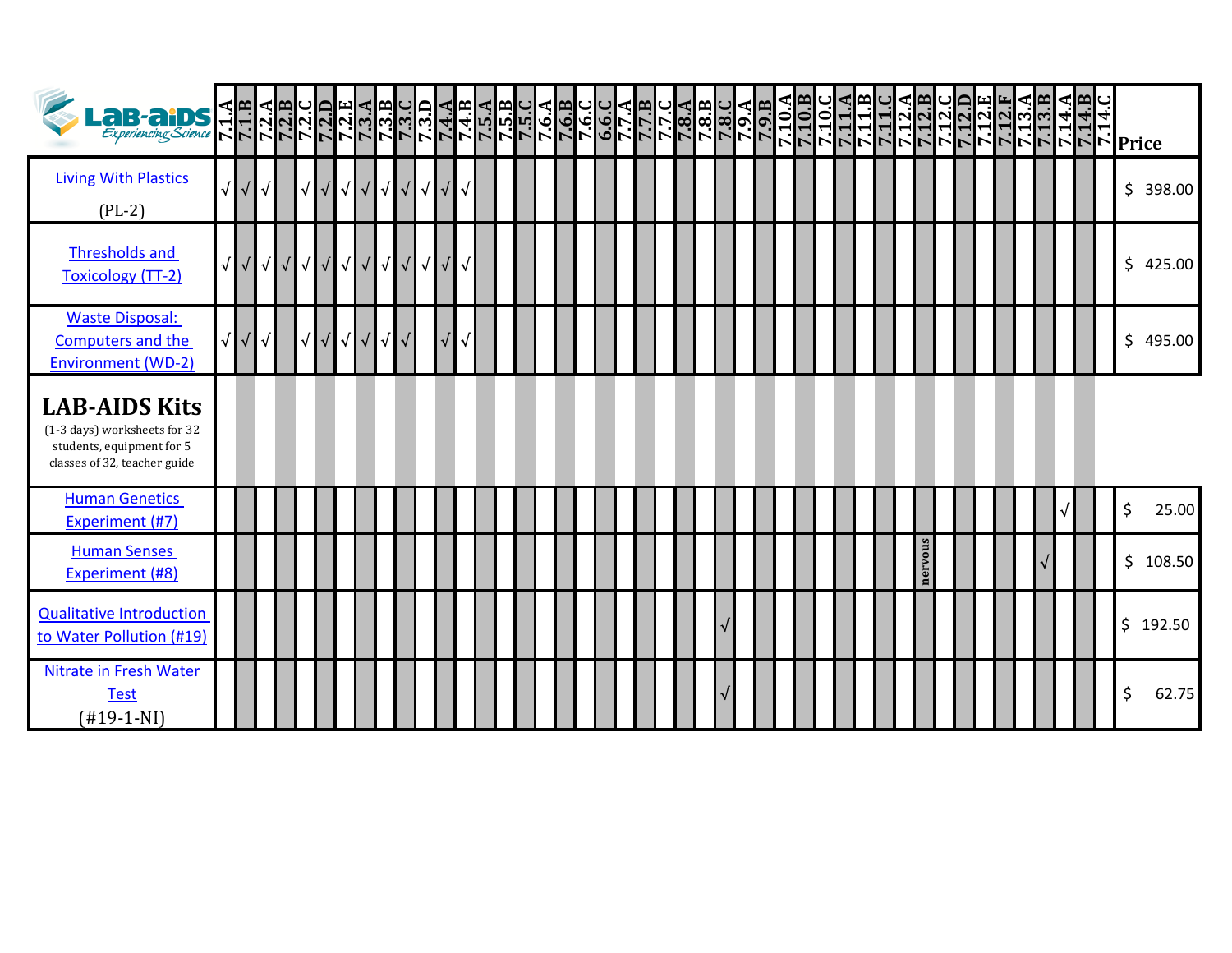| LAB-AIDS Experiencing Science | 7.1.A | 7.1.B | 7.2.A | 7.2.B | 7.2.C | 7.2.D | 7.2.E | 7.3.A | 7.3.B | 7.3.C | 7.3.D | 7.4.A | 7.4.B | 7.5.A | 7.5.B | 7.5.C | 7.6.A | 7.6.B | 7.6.C | 6.6.C | 7.7.A | 7.7.B | 7.7.C | 7.8.A | 7.8.B | 7.8.C | 7.9.A | 7.9.B | 7.10.A | 7.10.B | 7.10.C | 7.11.A | 7.11.B | 7.11.C | 7.12.A | 7.12.B | 7.12.C | 7.12.D | 7.12.E | 7.12.F | 7.13.A | 7.13.B | 7.14.A | 7.14.B | 7.14.C | Price |
|---|---|---|---|---|---|---|---|---|---|---|---|---|---|---|---|---|---|---|---|---|---|---|---|---|---|---|---|---|---|---|---|---|---|---|---|---|---|---|---|---|---|---|---|---|---|---|
| Living With Plastics (PL-2) | √ | √ | √ | | √ | √ | √ | √ | √ | √ | √ | √ | √ | | | | | | | | | | | | | | | | | | | | | | | | | | | | | | | | | $ 398.00 |
| Thresholds and Toxicology (TT-2) | √ | √ | √ | √ | √ | √ | √ | √ | √ | √ | √ | √ | √ | | | | | | | | | | | | | | | | | | | | | | | | | | | | | | | | | $ 425.00 |
| Waste Disposal: Computers and the Environment (WD-2) | √ | √ | √ | | √ | √ | √ | √ | √ | √ | | √ | √ | | | | | | | | | | | | | | | | | | | | | | | | | | | | | | | | | $ 495.00 |
| **LAB-AIDS Kits** (1-3 days) worksheets for 32 students, equipment for 5 classes of 32, teacher guide | | | | | | | | | | | | | | | | | | | | | | | | | | | | | | | | | | | | | | | | | | | | | | |
| Human Genetics Experiment (#7) | | | | | | | | | | | | | | | | | | | | | | | | | | | | | | | | | | | | | | | | | | | √ | | | $ 25.00 |
| Human Senses Experiment (#8) | | | | | | | | | | | | | | | | | | | | | | | | | | | | | | | | | | | | nervous | | | | | | √ | | | | $ 108.50 |
| Qualitative Introduction to Water Pollution (#19) | | | | | | | | | | | | | | | | | | | | | | | | | | √ | | | | | | | | | | | | | | | | | | | | $ 192.50 |
| Nitrate in Fresh Water Test (#19-1-NI) | | | | | | | | | | | | | | | | | | | | | | | | | | √ | | | | | | | | | | | | | | | | | | | | $ 62.75 |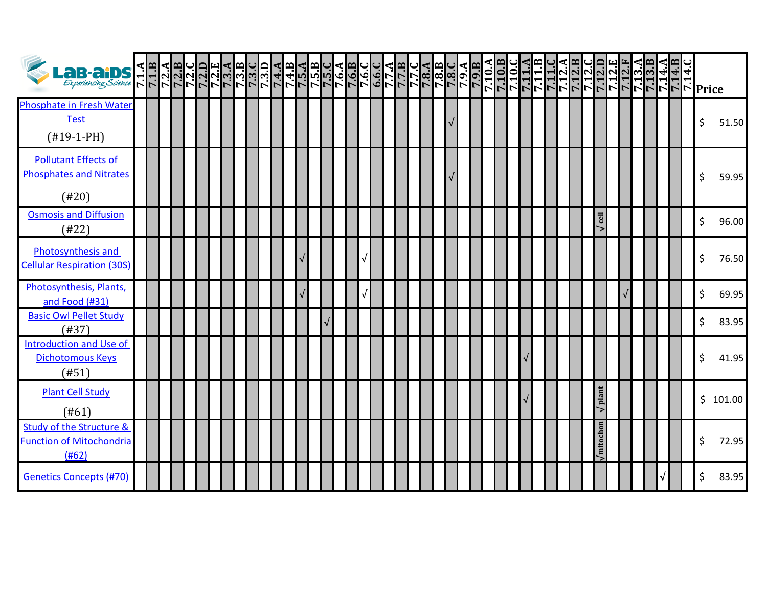| LAB-AIDS Experiencing Science | 7.1.A | 7.1.B | 7.2.A | 7.2.B | 7.2.C | 7.2.D | 7.2.E | 7.3.A | 7.3.B | 7.3.C | 7.3.D | 7.4.A | 7.4.B | 7.5.A | 7.5.B | 7.5.C | 7.6.A | 7.6.B | 7.6.C | 6.6.C | 7.7.A | 7.7.B | 7.7.C | 7.8.A | 7.8.B | 7.8.C | 7.9.A | 7.9.B | 7.10.A | 7.10.B | 7.10.C | 7.11.A | 7.11.B | 7.11.C | 7.12.A | 7.12.B | 7.12.C | 7.12.D | 7.12.E | 7.12.F | 7.13.A | 7.13.B | 7.14.A | 7.14.B | 7.14.C | Price |
|---|---|---|---|---|---|---|---|---|---|---|---|---|---|---|---|---|---|---|---|---|---|---|---|---|---|---|---|---|---|---|---|---|---|---|---|---|---|---|---|---|---|---|---|---|---|---|
| Phosphate in Fresh Water Test (#19-1-PH) | | | | | | | | | | | | | | | | | | | | | | | | | | √ | | | | | | | | | | | | | | | | | | | | $ 51.50 |
| Pollutant Effects of Phosphates and Nitrates (#20) | | | | | | | | | | | | | | | | | | | | | | | | | | √ | | | | | | | | | | | | | | | | | | | | $ 59.95 |
| Osmosis and Diffusion (#22) | | | | | | | | | | | | | | | | | | | | | | | | | | | | | | | | | | | | | | √cell | | | | | | | | $ 96.00 |
| Photosynthesis and Cellular Respiration (30S) | | | | | | | | | | | | | | √ | | | | | √ | | | | | | | | | | | | | | | | | | | | | | | | | | | $ 76.50 |
| Photosynthesis, Plants, and Food (#31) | | | | | | | | | | | | | | √ | | | | | √ | | | | | | | | | | | | | | | | | | | | | √ | | | | | | $ 69.95 |
| Basic Owl Pellet Study (#37) | | | | | | | | | | | | | | | | √ | | | | | | | | | | | | | | | | | | | | | | | | | | | | | | $ 83.95 |
| Introduction and Use of Dichotomous Keys (#51) | | | | | | | | | | | | | | | | | | | | | | | | | | | | | | | | √ | | | | | | | | | | | | | | $ 41.95 |
| Plant Cell Study (#61) | | | | | | | | | | | | | | | | | | | | | | | | | | | | | | | | √ | | | | | | √plant | | | | | | | | $ 101.00 |
| Study of the Structure & Function of Mitochondria (#62) | | | | | | | | | | | | | | | | | | | | | | | | | | | | | | | | | | | | | | √mitochon | | | | | | | | $ 72.95 |
| Genetics Concepts (#70) | | | | | | | | | | | | | | | | | | | | | | | | | | | | | | | | | | | | | | | | | | | √ | | | $ 83.95 |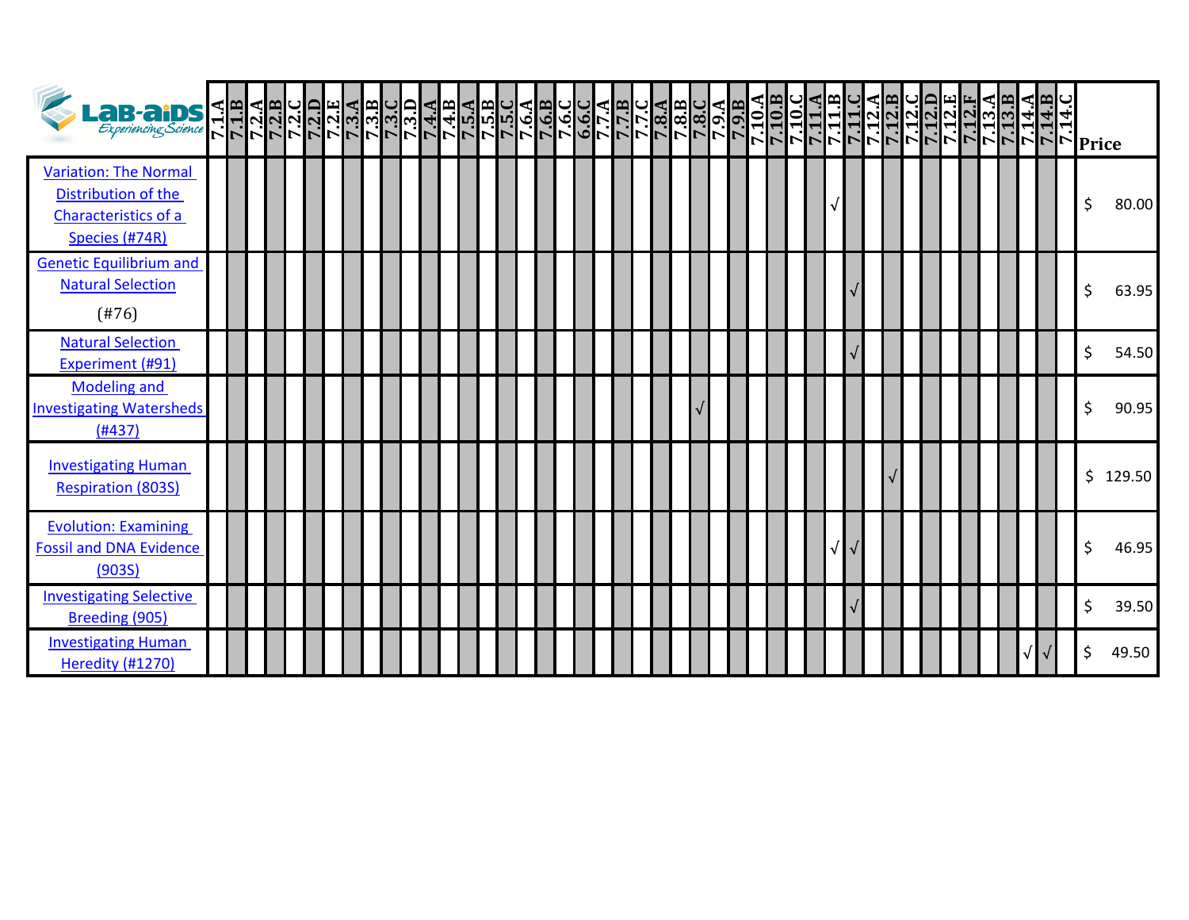| LAB-AIDS Experiencing Science | 7.1.A | 7.1.B | 7.2.A | 7.2.B | 7.2.C | 7.2.D | 7.2.E | 7.3.A | 7.3.B | 7.3.C | 7.3.D | 7.4.A | 7.4.B | 7.5.A | 7.5.B | 7.5.C | 7.6.A | 7.6.B | 7.6.C | 6.6.C | 7.7.A | 7.7.B | 7.7.C | 7.8.A | 7.8.B | 7.8.C | 7.9.A | 7.9.B | 7.10.A | 7.10.B | 7.10.C | 7.11.A | 7.11.B | 7.11.C | 7.12.A | 7.12.B | 7.12.C | 7.12.D | 7.12.E | 7.12.F | 7.13.A | 7.13.B | 7.14.A | 7.14.B | 7.14.C | Price |
|---|---|---|---|---|---|---|---|---|---|---|---|---|---|---|---|---|---|---|---|---|---|---|---|---|---|---|---|---|---|---|---|---|---|---|---|---|---|---|---|---|---|---|---|---|---|---|
| Variation: The Normal Distribution of the Characteristics of a Species (#74R) | | | | | | | | | | | | | | | | | | | | | | | | | | | | | | | | | √ | | | | | | | | | | | | | $ 80.00 |
| Genetic Equilibrium and Natural Selection (#76) | | | | | | | | | | | | | | | | | | | | | | | | | | | | | | | | | | √ | | | | | | | | | | | | $ 63.95 |
| Natural Selection Experiment (#91) | | | | | | | | | | | | | | | | | | | | | | | | | | | | | | | | | | √ | | | | | | | | | | | | $ 54.50 |
| Modeling and Investigating Watersheds (#437) | | | | | | | | | | | | | | | | | | | | | | | | | | √ | | | | | | | | | | | | | | | | | | | | $ 90.95 |
| Investigating Human Respiration (803S) | | | | | | | | | | | | | | | | | | | | | | | | | | | | | | | | | | | | √ | | | | | | | | | | $ 129.50 |
| Evolution: Examining Fossil and DNA Evidence (903S) | | | | | | | | | | | | | | | | | | | | | | | | | | | | | | | | | √ | √ | | | | | | | | | | | | $ 46.95 |
| Investigating Selective Breeding (905) | | | | | | | | | | | | | | | | | | | | | | | | | | | | | | | | | | √ | | | | | | | | | | | | $ 39.50 |
| Investigating Human Heredity (#1270) | | | | | | | | | | | | | | | | | | | | | | | | | | | | | | | | | | | | | | | | | | | √ | √ | | $ 49.50 |